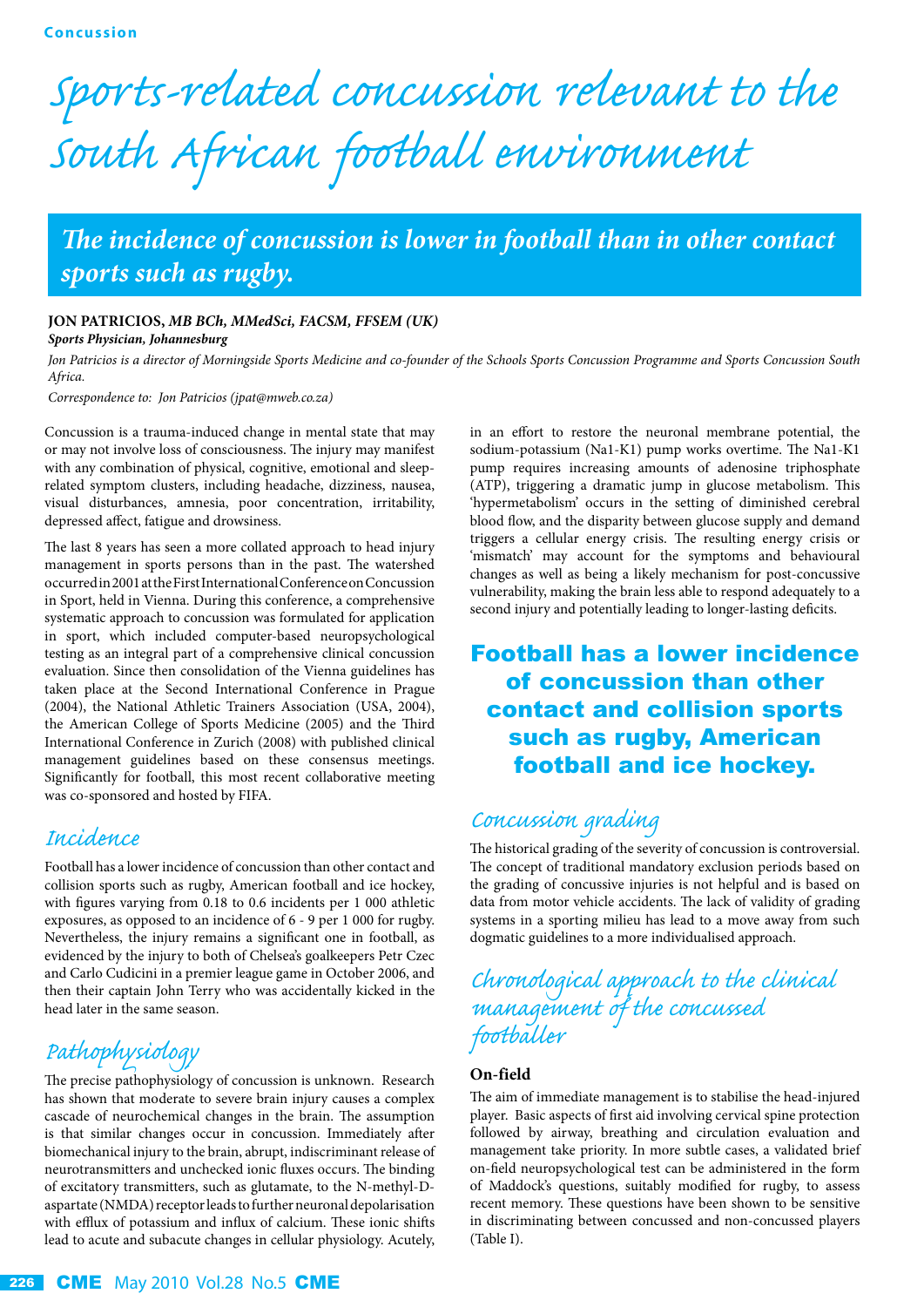Concussion

# Sports-related concussion relevant to the South African football environment

***The incidence of concussion is lower in football than in other contact sports such as rugby.***

**JON PATRICIOS,** ***MB BCh, MMedSci, FACSM, FFSEM (UK)***
***Sports Physician, Johannesburg***

*Jon Patricios is a director of Morningside Sports Medicine and co-founder of the Schools Sports Concussion Programme and Sports Concussion South Africa.*

*Correspondence to: Jon Patricios (jpat@mweb.co.za)*

Concussion is a trauma-induced change in mental state that may or may not involve loss of consciousness. The injury may manifest with any combination of physical, cognitive, emotional and sleep-related symptom clusters, including headache, dizziness, nausea, visual disturbances, amnesia, poor concentration, irritability, depressed affect, fatigue and drowsiness.

The last 8 years has seen a more collated approach to head injury management in sports persons than in the past. The watershed occurred in 2001 at the First International Conference on Concussion in Sport, held in Vienna. During this conference, a comprehensive systematic approach to concussion was formulated for application in sport, which included computer-based neuropsychological testing as an integral part of a comprehensive clinical concussion evaluation. Since then consolidation of the Vienna guidelines has taken place at the Second International Conference in Prague (2004), the National Athletic Trainers Association (USA, 2004), the American College of Sports Medicine (2005) and the Third International Conference in Zurich (2008) with published clinical management guidelines based on these consensus meetings. Significantly for football, this most recent collaborative meeting was co-sponsored and hosted by FIFA.

## Incidence

Football has a lower incidence of concussion than other contact and collision sports such as rugby, American football and ice hockey, with figures varying from 0.18 to 0.6 incidents per 1 000 athletic exposures, as opposed to an incidence of 6 - 9 per 1 000 for rugby. Nevertheless, the injury remains a significant one in football, as evidenced by the injury to both of Chelsea's goalkeepers Petr Czec and Carlo Cudicini in a premier league game in October 2006, and then their captain John Terry who was accidentally kicked in the head later in the same season.

## Pathophysiology

The precise pathophysiology of concussion is unknown. Research has shown that moderate to severe brain injury causes a complex cascade of neurochemical changes in the brain. The assumption is that similar changes occur in concussion. Immediately after biomechanical injury to the brain, abrupt, indiscriminant release of neurotransmitters and unchecked ionic fluxes occurs. The binding of excitatory transmitters, such as glutamate, to the N-methyl-D-aspartate (NMDA) receptor leads to further neuronal depolarisation with efflux of potassium and influx of calcium. These ionic shifts lead to acute and subacute changes in cellular physiology. Acutely, in an effort to restore the neuronal membrane potential, the sodium-potassium (Na1-K1) pump works overtime. The Na1-K1 pump requires increasing amounts of adenosine triphosphate (ATP), triggering a dramatic jump in glucose metabolism. This 'hypermetabolism' occurs in the setting of diminished cerebral blood flow, and the disparity between glucose supply and demand triggers a cellular energy crisis. The resulting energy crisis or 'mismatch' may account for the symptoms and behavioural changes as well as being a likely mechanism for post-concussive vulnerability, making the brain less able to respond adequately to a second injury and potentially leading to longer-lasting deficits.

**Football has a lower incidence of concussion than other contact and collision sports such as rugby, American football and ice hockey.**

## Concussion grading

The historical grading of the severity of concussion is controversial. The concept of traditional mandatory exclusion periods based on the grading of concussive injuries is not helpful and is based on data from motor vehicle accidents. The lack of validity of grading systems in a sporting milieu has lead to a move away from such dogmatic guidelines to a more individualised approach.

## Chronological approach to the clinical management of the concussed footballer

### On-field

The aim of immediate management is to stabilise the head-injured player. Basic aspects of first aid involving cervical spine protection followed by airway, breathing and circulation evaluation and management take priority. In more subtle cases, a validated brief on-field neuropsychological test can be administered in the form of Maddock's questions, suitably modified for rugby, to assess recent memory. These questions have been shown to be sensitive in discriminating between concussed and non-concussed players (Table I).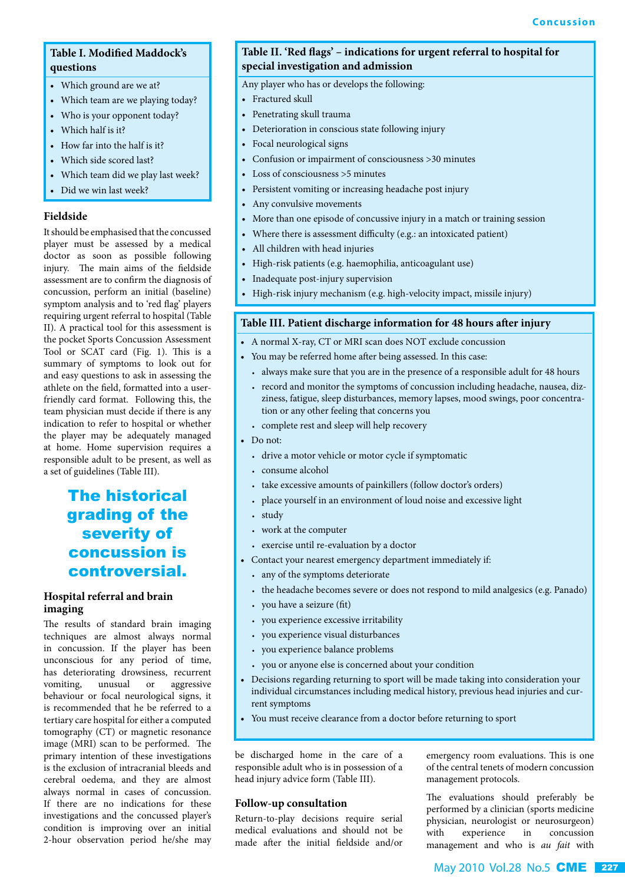**Table I. Modified Maddock's questions**

- Which ground are we at?
- Which team are we playing today?
- Who is your opponent today?
- Which half is it?
- How far into the half is it?
- Which side scored last?
- Which team did we play last week?
- Did we win last week?

### Fieldside

It should be emphasised that the concussed player must be assessed by a medical doctor as soon as possible following injury. The main aims of the fieldside assessment are to confirm the diagnosis of concussion, perform an initial (baseline) symptom analysis and to 'red flag' players requiring urgent referral to hospital (Table II). A practical tool for this assessment is the pocket Sports Concussion Assessment Tool or SCAT card (Fig. 1). This is a summary of symptoms to look out for and easy questions to ask in assessing the athlete on the field, formatted into a user-friendly card format. Following this, the team physician must decide if there is any indication to refer to hospital or whether the player may be adequately managed at home. Home supervision requires a responsible adult to be present, as well as a set of guidelines (Table III).

**The historical grading of the severity of concussion is controversial.**

### Hospital referral and brain imaging

The results of standard brain imaging techniques are almost always normal in concussion. If the player has been unconscious for any period of time, has deteriorating drowsiness, recurrent vomiting, unusual or aggressive behaviour or focal neurological signs, it is recommended that he be referred to a tertiary care hospital for either a computed tomography (CT) or magnetic resonance image (MRI) scan to be performed. The primary intention of these investigations is the exclusion of intracranial bleeds and cerebral oedema, and they are almost always normal in cases of concussion. If there are no indications for these investigations and the concussed player's condition is improving over an initial 2-hour observation period he/she may be discharged home in the care of a responsible adult who is in possession of a head injury advice form (Table III).

**Table II. 'Red flags' – indications for urgent referral to hospital for special investigation and admission**

Any player who has or develops the following:

- Fractured skull
- Penetrating skull trauma
- Deterioration in conscious state following injury
- Focal neurological signs
- Confusion or impairment of consciousness >30 minutes
- Loss of consciousness >5 minutes
- Persistent vomiting or increasing headache post injury
- Any convulsive movements
- More than one episode of concussive injury in a match or training session
- Where there is assessment difficulty (e.g.: an intoxicated patient)
- All children with head injuries
- High-risk patients (e.g. haemophilia, anticoagulant use)
- Inadequate post-injury supervision
- High-risk injury mechanism (e.g. high-velocity impact, missile injury)

**Table III. Patient discharge information for 48 hours after injury**

- A normal X-ray, CT or MRI scan does NOT exclude concussion
- You may be referred home after being assessed. In this case:
  - always make sure that you are in the presence of a responsible adult for 48 hours
  - record and monitor the symptoms of concussion including headache, nausea, dizziness, fatigue, sleep disturbances, memory lapses, mood swings, poor concentration or any other feeling that concerns you
  - complete rest and sleep will help recovery
- Do not:
  - drive a motor vehicle or motor cycle if symptomatic
  - consume alcohol
  - take excessive amounts of painkillers (follow doctor's orders)
  - place yourself in an environment of loud noise and excessive light
  - study
  - work at the computer
  - exercise until re-evaluation by a doctor
- Contact your nearest emergency department immediately if:
  - any of the symptoms deteriorate
  - the headache becomes severe or does not respond to mild analgesics (e.g. Panado)
  - you have a seizure (fit)
  - you experience excessive irritability
  - you experience visual disturbances
  - you experience balance problems
  - you or anyone else is concerned about your condition
- Decisions regarding returning to sport will be made taking into consideration your individual circumstances including medical history, previous head injuries and current symptoms
- You must receive clearance from a doctor before returning to sport

### Follow-up consultation

Return-to-play decisions require serial medical evaluations and should not be made after the initial fieldside and/or emergency room evaluations. This is one of the central tenets of modern concussion management protocols.

The evaluations should preferably be performed by a clinician (sports medicine physician, neurologist or neurosurgeon) with experience in concussion management and who is *au fait* with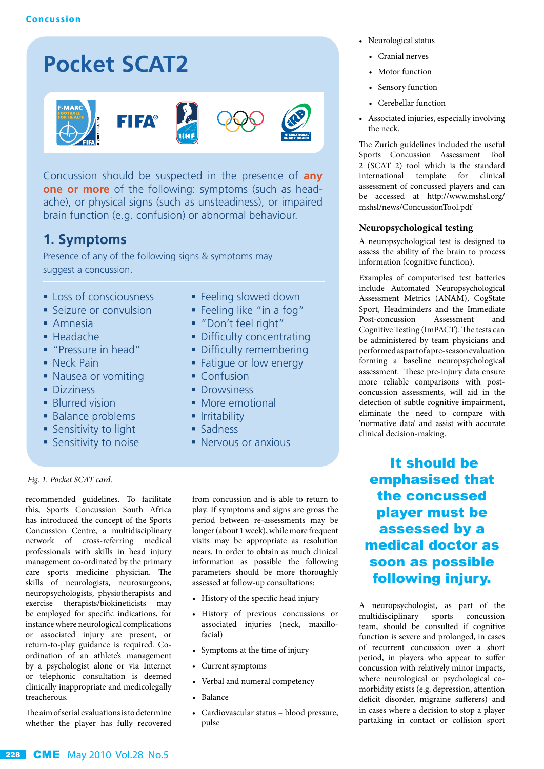## Pocket SCAT2

Concussion should be suspected in the presence of **any one or more** of the following: symptoms (such as headache), or physical signs (such as unsteadiness), or impaired brain function (e.g. confusion) or abnormal behaviour.

### 1. Symptoms

Presence of any of the following signs & symptoms may suggest a concussion.

- Loss of consciousness
- Seizure or convulsion
- Amnesia
- Headache
- "Pressure in head"
- Neck Pain
- Nausea or vomiting
- Dizziness
- Blurred vision
- Balance problems
- Sensitivity to light
- Sensitivity to noise
- Feeling slowed down
- Feeling like "in a fog"
- "Don't feel right"
- Difficulty concentrating
- Difficulty remembering
- Fatigue or low energy
- Confusion
- Drowsiness
- More emotional
- Irritability
- Sadness
- Nervous or anxious

*Fig. 1. Pocket SCAT card.*

recommended guidelines. To facilitate this, Sports Concussion South Africa has introduced the concept of the Sports Concussion Centre, a multidisciplinary network of cross-referring medical professionals with skills in head injury management co-ordinated by the primary care sports medicine physician. The skills of neurologists, neurosurgeons, neuropsychologists, physiotherapists and exercise therapists/biokineticists may be employed for specific indications, for instance where neurological complications or associated injury are present, or return-to-play guidance is required. Co-ordination of an athlete's management by a psychologist alone or via Internet or telephonic consultation is deemed clinically inappropriate and medicolegally treacherous.

The aim of serial evaluations is to determine whether the player has fully recovered from concussion and is able to return to play. If symptoms and signs are gross the period between re-assessments may be longer (about 1 week), while more frequent visits may be appropriate as resolution nears. In order to obtain as much clinical information as possible the following parameters should be more thoroughly assessed at follow-up consultations:

- History of the specific head injury
- History of previous concussions or associated injuries (neck, maxillo-facial)
- Symptoms at the time of injury
- Current symptoms
- Verbal and numeral competency
- Balance
- Cardiovascular status – blood pressure, pulse
- Neurological status
  - Cranial nerves
  - Motor function
  - Sensory function
  - Cerebellar function
- Associated injuries, especially involving the neck.

The Zurich guidelines included the useful Sports Concussion Assessment Tool 2 (SCAT 2) tool which is the standard international template for clinical assessment of concussed players and can be accessed at http://www.mshsl.org/mshsl/news/ConcussionTool.pdf

### Neuropsychological testing

A neuropsychological test is designed to assess the ability of the brain to process information (cognitive function).

Examples of computerised test batteries include Automated Neuropsychological Assessment Metrics (ANAM), CogState Sport, Headminders and the Immediate Post-concussion Assessment and Cognitive Testing (ImPACT). The tests can be administered by team physicians and performed as part of a pre-season evaluation forming a baseline neuropsychological assessment. These pre-injury data ensure more reliable comparisons with post-concussion assessments, will aid in the detection of subtle cognitive impairment, eliminate the need to compare with 'normative data' and assist with accurate clinical decision-making.

**It should be emphasised that the concussed player must be assessed by a medical doctor as soon as possible following injury.**

A neuropsychologist, as part of the multidisciplinary sports concussion team, should be consulted if cognitive function is severe and prolonged, in cases of recurrent concussion over a short period, in players who appear to suffer concussion with relatively minor impacts, where neurological or psychological co-morbidity exists (e.g. depression, attention deficit disorder, migraine sufferers) and in cases where a decision to stop a player partaking in contact or collision sport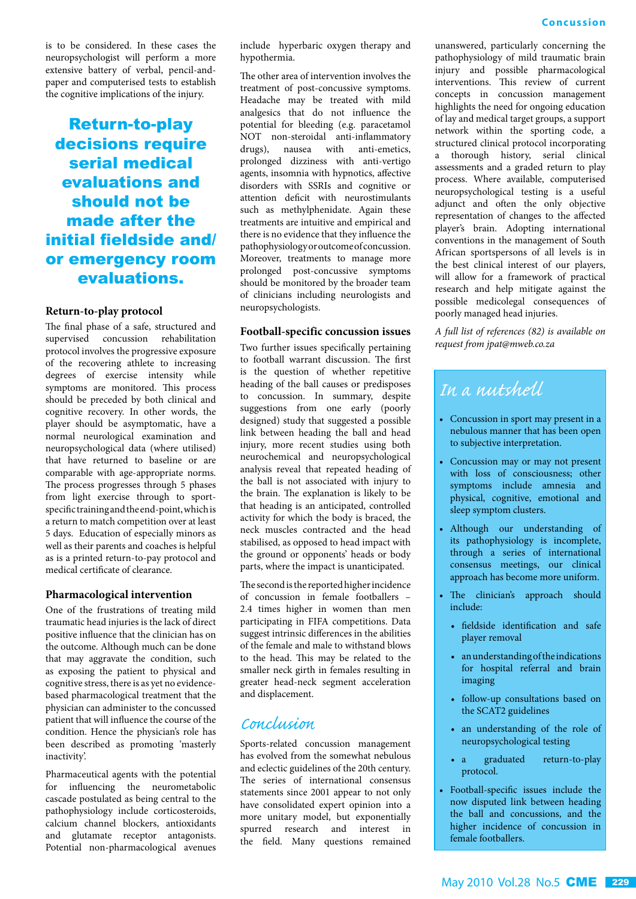is to be considered. In these cases the neuropsychologist will perform a more extensive battery of verbal, pencil-and-paper and computerised tests to establish the cognitive implications of the injury.

**Return-to-play decisions require serial medical evaluations and should not be made after the initial fieldside and/or emergency room evaluations.**

### Return-to-play protocol

The final phase of a safe, structured and supervised concussion rehabilitation protocol involves the progressive exposure of the recovering athlete to increasing degrees of exercise intensity while symptoms are monitored. This process should be preceded by both clinical and cognitive recovery. In other words, the player should be asymptomatic, have a normal neurological examination and neuropsychological data (where utilised) that have returned to baseline or are comparable with age-appropriate norms. The process progresses through 5 phases from light exercise through to sport-specific training and the end-point, which is a return to match competition over at least 5 days. Education of especially minors as well as their parents and coaches is helpful as is a printed return-to-pay protocol and medical certificate of clearance.

### Pharmacological intervention

One of the frustrations of treating mild traumatic head injuries is the lack of direct positive influence that the clinician has on the outcome. Although much can be done that may aggravate the condition, such as exposing the patient to physical and cognitive stress, there is as yet no evidence-based pharmacological treatment that the physician can administer to the concussed patient that will influence the course of the condition. Hence the physician's role has been described as promoting 'masterly inactivity'.

Pharmaceutical agents with the potential for influencing the neurometabolic cascade postulated as being central to the pathophysiology include corticosteroids, calcium channel blockers, antioxidants and glutamate receptor antagonists. Potential non-pharmacological avenues include hyperbaric oxygen therapy and hypothermia.

The other area of intervention involves the treatment of post-concussive symptoms. Headache may be treated with mild analgesics that do not influence the potential for bleeding (e.g. paracetamol NOT non-steroidal anti-inflammatory drugs), nausea with anti-emetics, prolonged dizziness with anti-vertigo agents, insomnia with hypnotics, affective disorders with SSRIs and cognitive or attention deficit with neurostimulants such as methylphenidate. Again these treatments are intuitive and empirical and there is no evidence that they influence the pathophysiology or outcome of concussion. Moreover, treatments to manage more prolonged post-concussive symptoms should be monitored by the broader team of clinicians including neurologists and neuropsychologists.

### Football-specific concussion issues

Two further issues specifically pertaining to football warrant discussion. The first is the question of whether repetitive heading of the ball causes or predisposes to concussion. In summary, despite suggestions from one early (poorly designed) study that suggested a possible link between heading the ball and head injury, more recent studies using both neurochemical and neuropsychological analysis reveal that repeated heading of the ball is not associated with injury to the brain. The explanation is likely to be that heading is an anticipated, controlled activity for which the body is braced, the neck muscles contracted and the head stabilised, as opposed to head impact with the ground or opponents' heads or body parts, where the impact is unanticipated.

The second is the reported higher incidence of concussion in female footballers – 2.4 times higher in women than men participating in FIFA competitions. Data suggest intrinsic differences in the abilities of the female and male to withstand blows to the head. This may be related to the smaller neck girth in females resulting in greater head-neck segment acceleration and displacement.

## Conclusion

Sports-related concussion management has evolved from the somewhat nebulous and eclectic guidelines of the 20th century. The series of international consensus statements since 2001 appear to not only have consolidated expert opinion into a more unitary model, but exponentially spurred research and interest in the field. Many questions remained unanswered, particularly concerning the pathophysiology of mild traumatic brain injury and possible pharmacological interventions. This review of current concepts in concussion management highlights the need for ongoing education of lay and medical target groups, a support network within the sporting code, a structured clinical protocol incorporating a thorough history, serial clinical assessments and a graded return to play process. Where available, computerised neuropsychological testing is a useful adjunct and often the only objective representation of changes to the affected player's brain. Adopting international conventions in the management of South African sportspersons of all levels is in the best clinical interest of our players, will allow for a framework of practical research and help mitigate against the possible medicolegal consequences of poorly managed head injuries.

*A full list of references (82) is available on request from jpat@mweb.co.za*

## In a nutshell

- Concussion in sport may present in a nebulous manner that has been open to subjective interpretation.
- Concussion may or may not present with loss of consciousness; other symptoms include amnesia and physical, cognitive, emotional and sleep symptom clusters.
- Although our understanding of its pathophysiology is incomplete, through a series of international consensus meetings, our clinical approach has become more uniform.
- The clinician's approach should include:
  - fieldside identification and safe player removal
  - an understanding of the indications for hospital referral and brain imaging
  - follow-up consultations based on the SCAT2 guidelines
  - an understanding of the role of neuropsychological testing
  - a graduated return-to-play protocol.
- Football-specific issues include the now disputed link between heading the ball and concussions, and the higher incidence of concussion in female footballers.